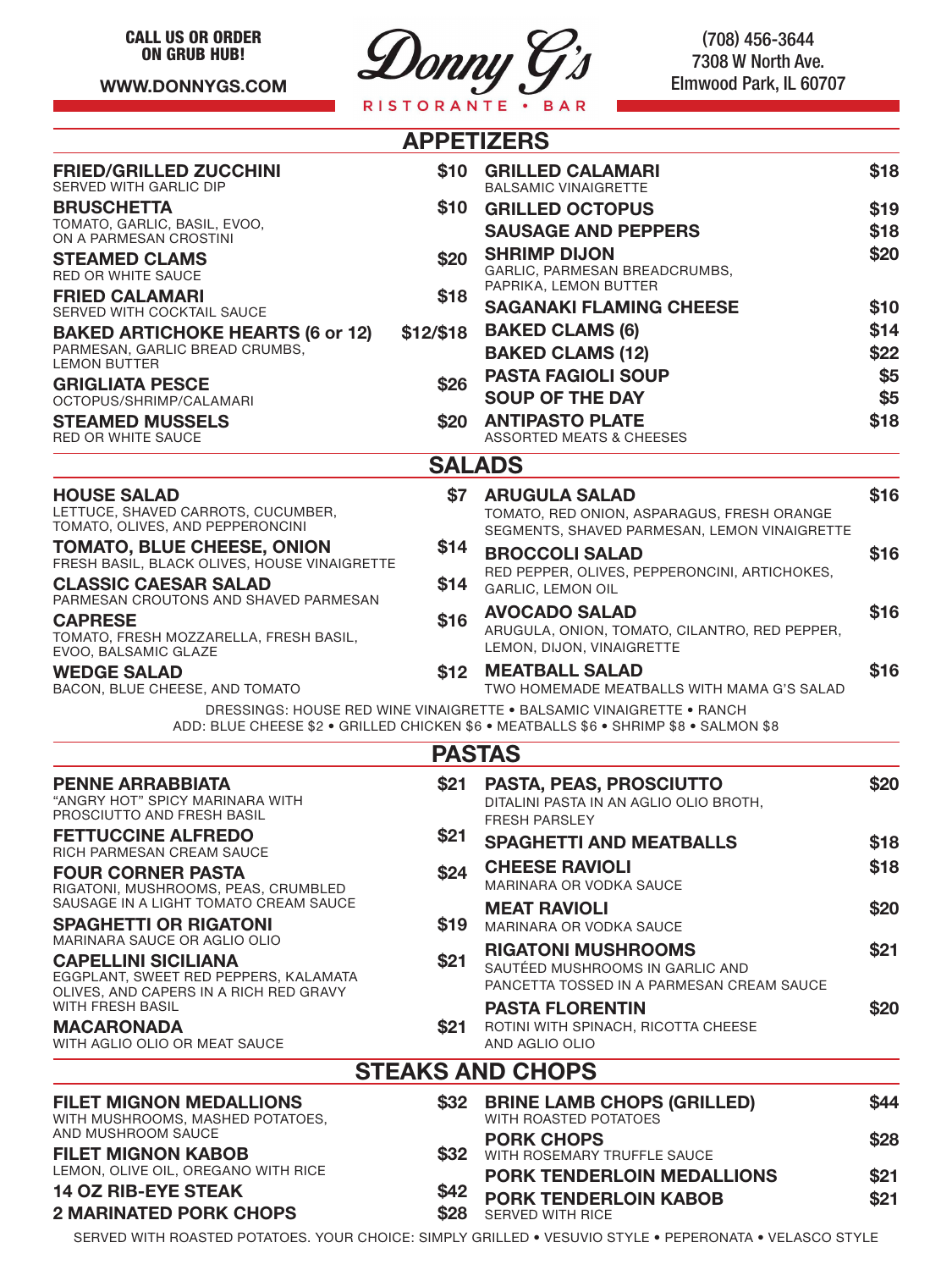CALL US OR ORDER ON GRUB HUB!

WWW.DONNYGS.COM

# Donny G's

RISTORANTE • BAR

(708) 456-3644
7308 W North Ave.
Elmwood Park, IL 60707

## APPETIZERS

**FRIED/GRILLED ZUCCHINI** — $10
SERVED WITH GARLIC DIP

**BRUSCHETTA** — $10
TOMATO, GARLIC, BASIL, EVOO, ON A PARMESAN CROSTINI

**STEAMED CLAMS** — $20
RED OR WHITE SAUCE

**FRIED CALAMARI** — $18
SERVED WITH COCKTAIL SAUCE

**BAKED ARTICHOKE HEARTS (6 or 12)** — $12/$18
PARMESAN, GARLIC BREAD CRUMBS, LEMON BUTTER

**GRIGLIATA PESCE** — $26
OCTOPUS/SHRIMP/CALAMARI

**STEAMED MUSSELS** — $20
RED OR WHITE SAUCE

**GRILLED CALAMARI** — $18
BALSAMIC VINAIGRETTE

**GRILLED OCTOPUS** — $19

**SAUSAGE AND PEPPERS** — $18

**SHRIMP DIJON** — $20
GARLIC, PARMESAN BREADCRUMBS, PAPRIKA, LEMON BUTTER

**SAGANAKI FLAMING CHEESE** — $10

**BAKED CLAMS (6)** — $14

**BAKED CLAMS (12)** — $22

**PASTA FAGIOLI SOUP** — $5

**SOUP OF THE DAY** — $5

**ANTIPASTO PLATE** — $18
ASSORTED MEATS & CHEESES

## SALADS

**HOUSE SALAD** — $7
LETTUCE, SHAVED CARROTS, CUCUMBER, TOMATO, OLIVES, AND PEPPERONCINI

**TOMATO, BLUE CHEESE, ONION** — $14
FRESH BASIL, BLACK OLIVES, HOUSE VINAIGRETTE

**CLASSIC CAESAR SALAD** — $14
PARMESAN CROUTONS AND SHAVED PARMESAN

**CAPRESE** — $16
TOMATO, FRESH MOZZARELLA, FRESH BASIL, EVOO, BALSAMIC GLAZE

**WEDGE SALAD** — $12
BACON, BLUE CHEESE, AND TOMATO

**ARUGULA SALAD** — $16
TOMATO, RED ONION, ASPARAGUS, FRESH ORANGE SEGMENTS, SHAVED PARMESAN, LEMON VINAIGRETTE

**BROCCOLI SALAD** — $16
RED PEPPER, OLIVES, PEPPERONCINI, ARTICHOKES, GARLIC, LEMON OIL

**AVOCADO SALAD** — $16
ARUGULA, ONION, TOMATO, CILANTRO, RED PEPPER, LEMON, DIJON, VINAIGRETTE

**MEATBALL SALAD** — $16
TWO HOMEMADE MEATBALLS WITH MAMA G'S SALAD

DRESSINGS: HOUSE RED WINE VINAIGRETTE • BALSAMIC VINAIGRETTE • RANCH
ADD: BLUE CHEESE $2 • GRILLED CHICKEN $6 • MEATBALLS $6 • SHRIMP $8 • SALMON $8

## PASTAS

**PENNE ARRABBIATA** — $21
"ANGRY HOT" SPICY MARINARA WITH PROSCIUTTO AND FRESH BASIL

**FETTUCCINE ALFREDO** — $21
RICH PARMESAN CREAM SAUCE

**FOUR CORNER PASTA** — $24
RIGATONI, MUSHROOMS, PEAS, CRUMBLED SAUSAGE IN A LIGHT TOMATO CREAM SAUCE

**SPAGHETTI OR RIGATONI** — $19
MARINARA SAUCE OR AGLIO OLIO

**CAPELLINI SICILIANA** — $21
EGGPLANT, SWEET RED PEPPERS, KALAMATA OLIVES, AND CAPERS IN A RICH RED GRAVY WITH FRESH BASIL

**MACARONADA** — $21
WITH AGLIO OLIO OR MEAT SAUCE

**PASTA, PEAS, PROSCIUTTO** — $20
DITALINI PASTA IN AN AGLIO OLIO BROTH, FRESH PARSLEY

**SPAGHETTI AND MEATBALLS** — $18

**CHEESE RAVIOLI** — $18
MARINARA OR VODKA SAUCE

**MEAT RAVIOLI** — $20
MARINARA OR VODKA SAUCE

**RIGATONI MUSHROOMS** — $21
SAUTÉED MUSHROOMS IN GARLIC AND PANCETTA TOSSED IN A PARMESAN CREAM SAUCE

**PASTA FLORENTIN** — $20
ROTINI WITH SPINACH, RICOTTA CHEESE AND AGLIO OLIO

## STEAKS AND CHOPS

**FILET MIGNON MEDALLIONS** — $32
WITH MUSHROOMS, MASHED POTATOES, AND MUSHROOM SAUCE

**FILET MIGNON KABOB** — $32
LEMON, OLIVE OIL, OREGANO WITH RICE

**14 OZ RIB-EYE STEAK** — $42

**2 MARINATED PORK CHOPS** — $28

**BRINE LAMB CHOPS (GRILLED)** — $44
WITH ROASTED POTATOES

**PORK CHOPS** — $28
WITH ROSEMARY TRUFFLE SAUCE

**PORK TENDERLOIN MEDALLIONS** — $21

**PORK TENDERLOIN KABOB** — $21
SERVED WITH RICE

SERVED WITH ROASTED POTATOES. YOUR CHOICE: SIMPLY GRILLED • VESUVIO STYLE • PEPERONATA • VELASCO STYLE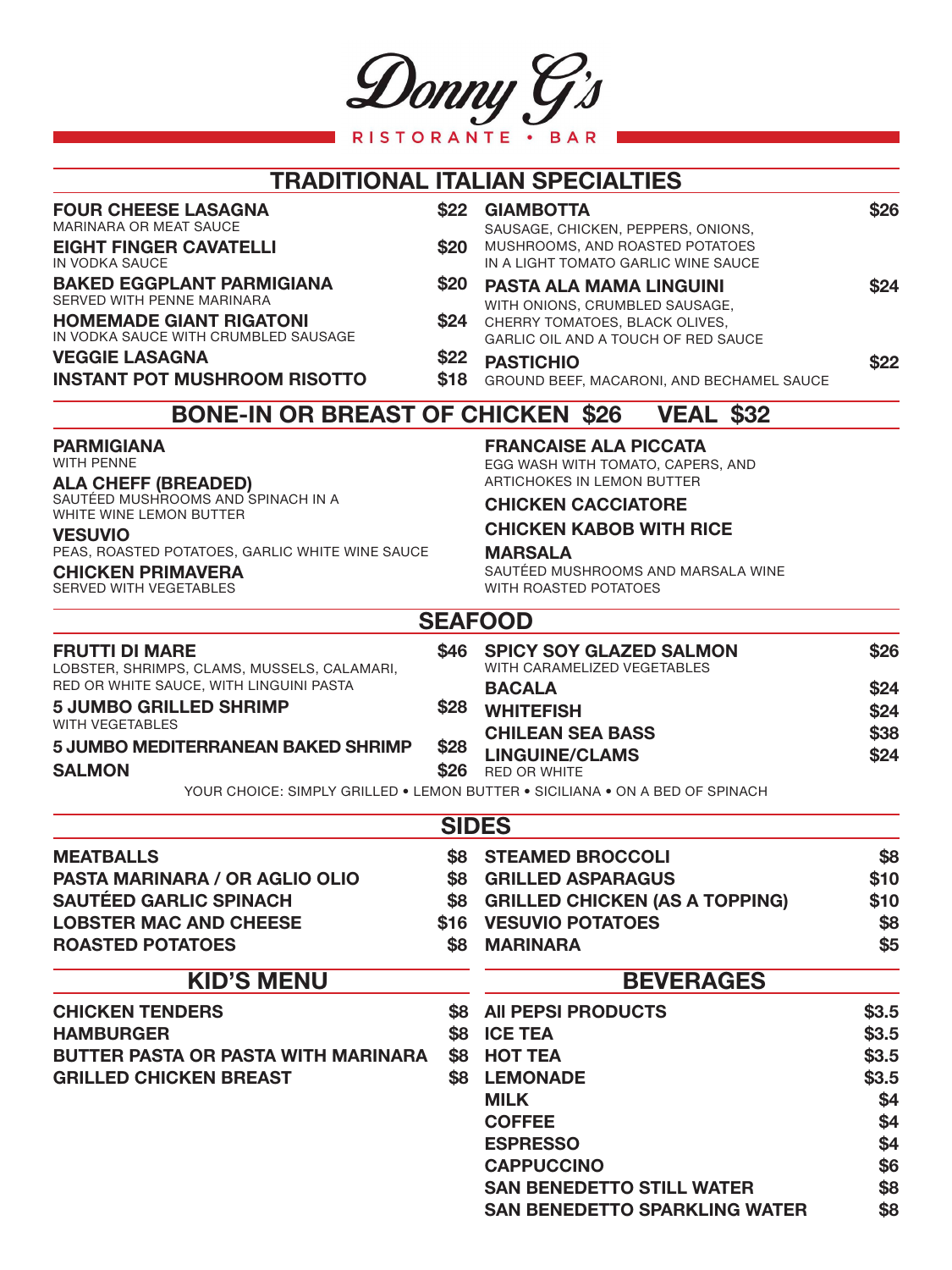# Donny G's

RISTORANTE • BAR

## TRADITIONAL ITALIAN SPECIALTIES

**FOUR CHEESE LASAGNA** — $22
MARINARA OR MEAT SAUCE

**EIGHT FINGER CAVATELLI** — $20
IN VODKA SAUCE

**BAKED EGGPLANT PARMIGIANA** — $20
SERVED WITH PENNE MARINARA

**HOMEMADE GIANT RIGATONI** — $24
IN VODKA SAUCE WITH CRUMBLED SAUSAGE

**VEGGIE LASAGNA** — $22

**INSTANT POT MUSHROOM RISOTTO** — $18

**GIAMBOTTA** — $26
SAUSAGE, CHICKEN, PEPPERS, ONIONS, MUSHROOMS, AND ROASTED POTATOES IN A LIGHT TOMATO GARLIC WINE SAUCE

**PASTA ALA MAMA LINGUINI** — $24
WITH ONIONS, CRUMBLED SAUSAGE, CHERRY TOMATOES, BLACK OLIVES, GARLIC OIL AND A TOUCH OF RED SAUCE

**PASTICHIO** — $22
GROUND BEEF, MACARONI, AND BECHAMEL SAUCE

## BONE-IN OR BREAST OF CHICKEN $26 VEAL $32

**PARMIGIANA**
WITH PENNE

**ALA CHEFF (BREADED)**
SAUTÉED MUSHROOMS AND SPINACH IN A WHITE WINE LEMON BUTTER

**VESUVIO**
PEAS, ROASTED POTATOES, GARLIC WHITE WINE SAUCE

**CHICKEN PRIMAVERA**
SERVED WITH VEGETABLES

**FRANCAISE ALA PICCATA**
EGG WASH WITH TOMATO, CAPERS, AND ARTICHOKES IN LEMON BUTTER

**CHICKEN CACCIATORE**

**CHICKEN KABOB WITH RICE**

**MARSALA**
SAUTÉED MUSHROOMS AND MARSALA WINE WITH ROASTED POTATOES

## SEAFOOD

**FRUTTI DI MARE** — $46
LOBSTER, SHRIMPS, CLAMS, MUSSELS, CALAMARI, RED OR WHITE SAUCE, WITH LINGUINI PASTA

**5 JUMBO GRILLED SHRIMP** — $28
WITH VEGETABLES

**5 JUMBO MEDITERRANEAN BAKED SHRIMP** — $28

**SALMON** — $26

**SPICY SOY GLAZED SALMON** — $26
WITH CARAMELIZED VEGETABLES

**BACALA** — $24

**WHITEFISH** — $24

**CHILEAN SEA BASS** — $38

**LINGUINE/CLAMS** — $24
RED OR WHITE

YOUR CHOICE: SIMPLY GRILLED • LEMON BUTTER • SICILIANA • ON A BED OF SPINACH

## SIDES

| | |
|---|---|
| MEATBALLS | $8 |
| PASTA MARINARA / OR AGLIO OLIO | $8 |
| SAUTÉED GARLIC SPINACH | $8 |
| LOBSTER MAC AND CHEESE | $16 |
| ROASTED POTATOES | $8 |
| STEAMED BROCCOLI | $8 |
| GRILLED ASPARAGUS | $10 |
| GRILLED CHICKEN (AS A TOPPING) | $10 |
| VESUVIO POTATOES | $8 |
| MARINARA | $5 |

## KID'S MENU

| | |
|---|---|
| CHICKEN TENDERS | $8 |
| HAMBURGER | $8 |
| BUTTER PASTA OR PASTA WITH MARINARA | $8 |
| GRILLED CHICKEN BREAST | $8 |

## BEVERAGES

| | |
|---|---|
| All PEPSI PRODUCTS | $3.5 |
| ICE TEA | $3.5 |
| HOT TEA | $3.5 |
| LEMONADE | $3.5 |
| MILK | $4 |
| COFFEE | $4 |
| ESPRESSO | $4 |
| CAPPUCCINO | $6 |
| SAN BENEDETTO STILL WATER | $8 |
| SAN BENEDETTO SPARKLING WATER | $8 |